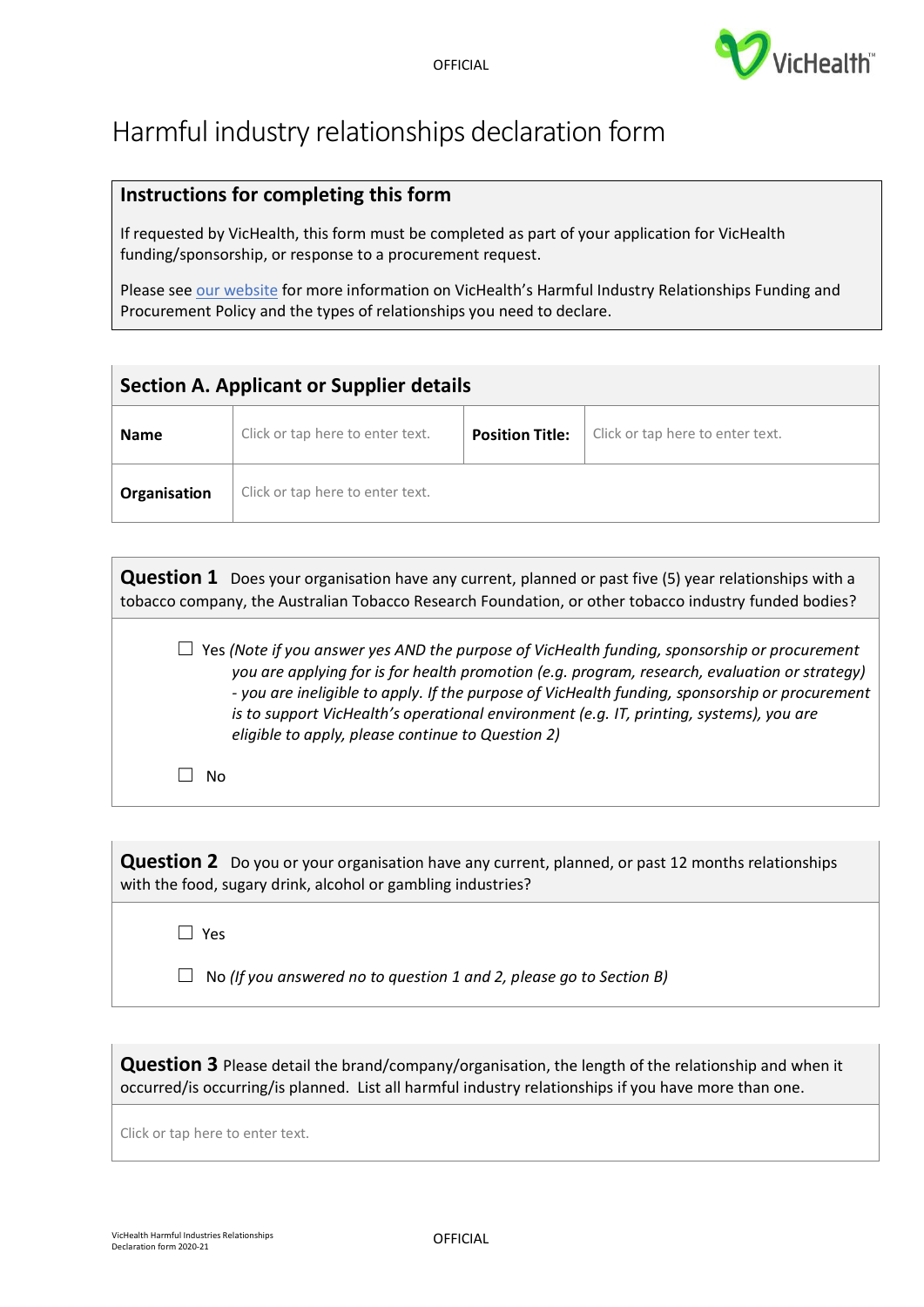# Harmful industry relationships declaration form

## Instructions for completing this form

If requested by VicHealth, this form must be completed as part of your application for VicHealth funding/sponsorship, or response to a procurement request.

Please see our website for more information on VicHealth's Harmful Industry Relationships Funding and Procurement Policy and the types of relationships you need to declare.

## Section A. Applicant or Supplier details

| **Name** | Click or tap here to enter text. | **Position Title:** | Click or tap here to enter text. |
|---|---|---|---|
| **Organisation** | Click or tap here to enter text. | | |

**Question 1** Does your organisation have any current, planned or past five (5) year relationships with a tobacco company, the Australian Tobacco Research Foundation, or other tobacco industry funded bodies?

☐ Yes *(Note if you answer yes AND the purpose of VicHealth funding, sponsorship or procurement you are applying for is for health promotion (e.g. program, research, evaluation or strategy) - you are ineligible to apply. If the purpose of VicHealth funding, sponsorship or procurement is to support VicHealth's operational environment (e.g. IT, printing, systems), you are eligible to apply, please continue to Question 2)*

☐ No

**Question 2** Do you or your organisation have any current, planned, or past 12 months relationships with the food, sugary drink, alcohol or gambling industries?

☐ Yes

☐ No *(If you answered no to question 1 and 2, please go to Section B)*

**Question 3** Please detail the brand/company/organisation, the length of the relationship and when it occurred/is occurring/is planned. List all harmful industry relationships if you have more than one.

Click or tap here to enter text.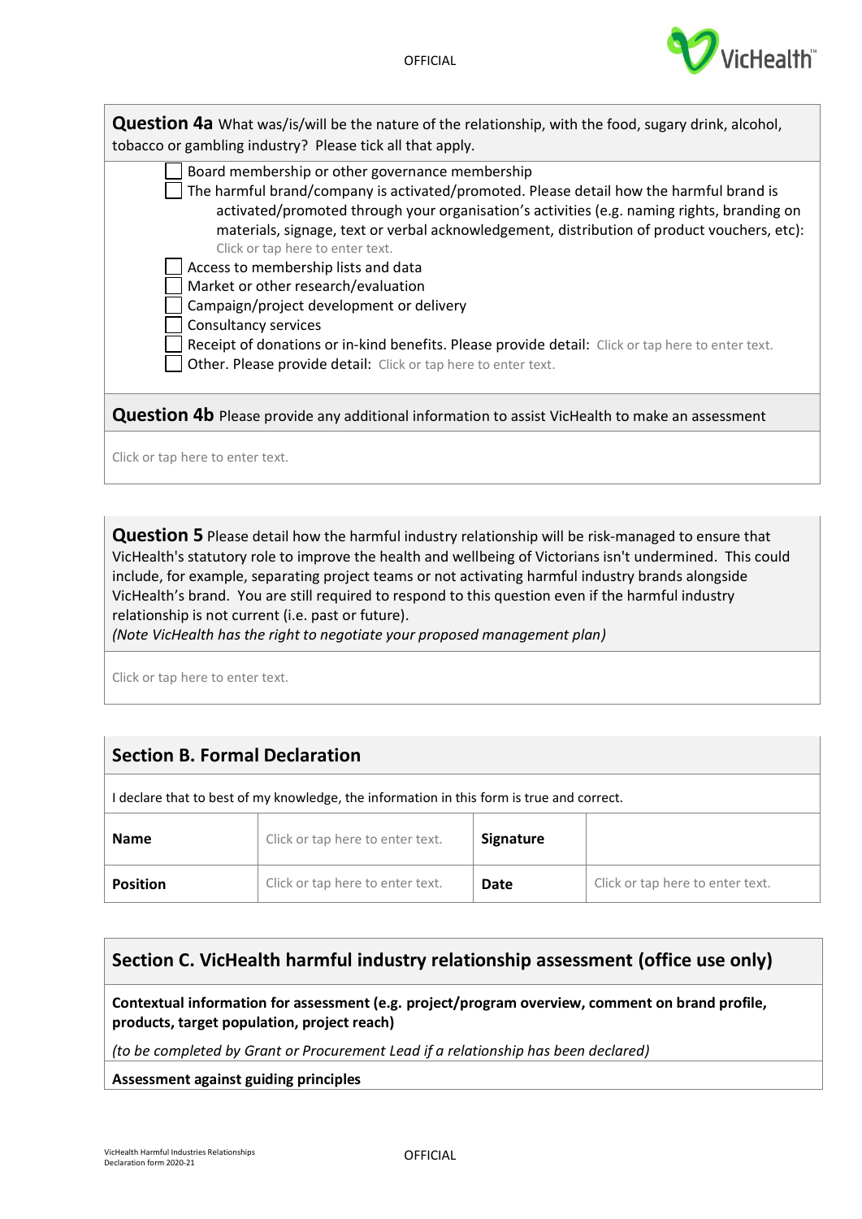**Question 4a** What was/is/will be the nature of the relationship, with the food, sugary drink, alcohol, tobacco or gambling industry? Please tick all that apply.

- ☐ Board membership or other governance membership
- ☐ The harmful brand/company is activated/promoted. Please detail how the harmful brand is activated/promoted through your organisation's activities (e.g. naming rights, branding on materials, signage, text or verbal acknowledgement, distribution of product vouchers, etc): Click or tap here to enter text.
- ☐ Access to membership lists and data
- ☐ Market or other research/evaluation
- ☐ Campaign/project development or delivery
- ☐ Consultancy services
- ☐ Receipt of donations or in-kind benefits. Please provide detail: Click or tap here to enter text.
- ☐ Other. Please provide detail: Click or tap here to enter text.

**Question 4b** Please provide any additional information to assist VicHealth to make an assessment

Click or tap here to enter text.

**Question 5** Please detail how the harmful industry relationship will be risk-managed to ensure that VicHealth's statutory role to improve the health and wellbeing of Victorians isn't undermined. This could include, for example, separating project teams or not activating harmful industry brands alongside VicHealth's brand. You are still required to respond to this question even if the harmful industry relationship is not current (i.e. past or future).
*(Note VicHealth has the right to negotiate your proposed management plan)*

Click or tap here to enter text.

## Section B. Formal Declaration

I declare that to best of my knowledge, the information in this form is true and correct.

| **Name** | Click or tap here to enter text. | **Signature** | |
|---|---|---|---|
| **Position** | Click or tap here to enter text. | **Date** | Click or tap here to enter text. |

## Section C. VicHealth harmful industry relationship assessment (office use only)

**Contextual information for assessment (e.g. project/program overview, comment on brand profile, products, target population, project reach)**

*(to be completed by Grant or Procurement Lead if a relationship has been declared)*

**Assessment against guiding principles**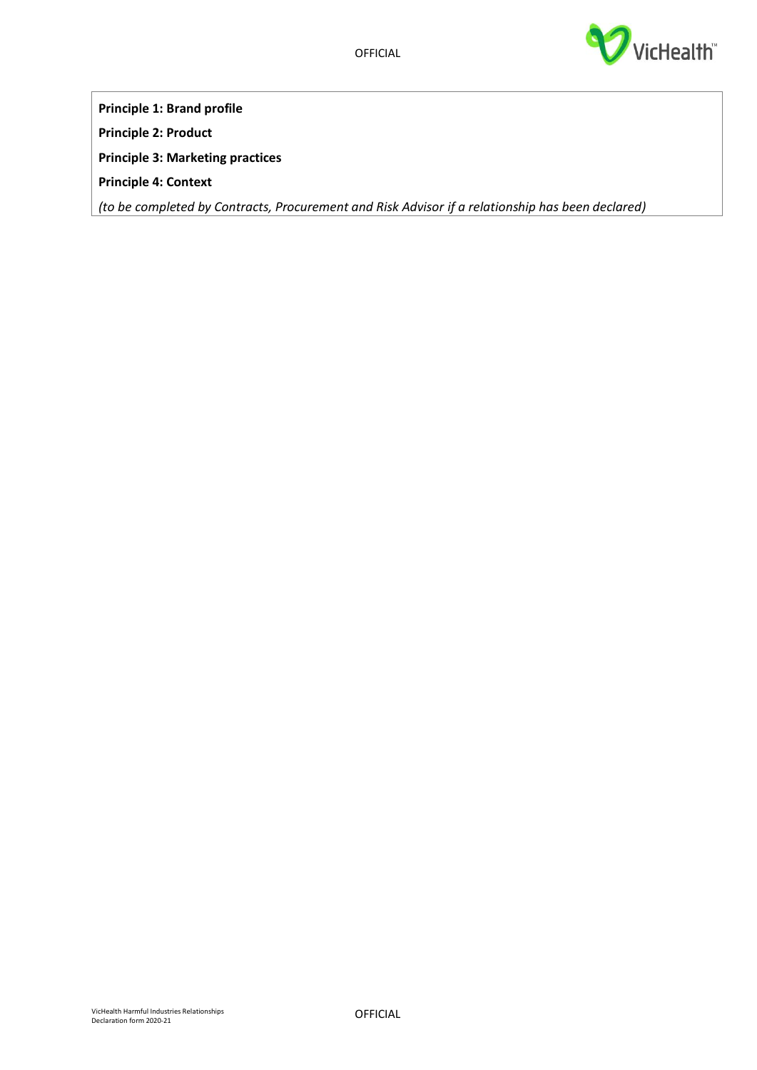**Principle 1: Brand profile**

**Principle 2: Product**

**Principle 3: Marketing practices**

**Principle 4: Context**

*(to be completed by Contracts, Procurement and Risk Advisor if a relationship has been declared)*